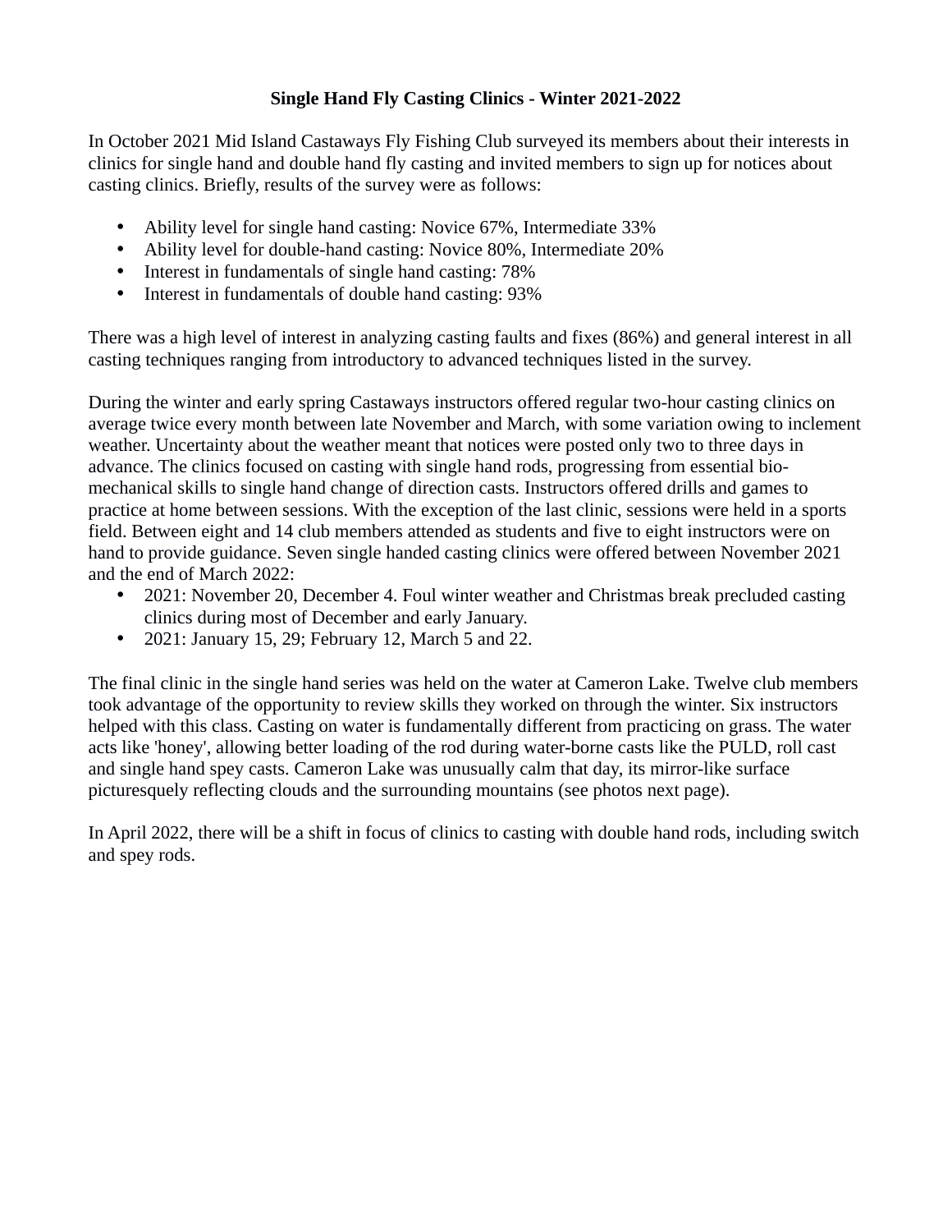**Single Hand Fly Casting Clinics - Winter 2021-2022**

In October 2021 Mid Island Castaways Fly Fishing Club surveyed its members about their interests in clinics for single hand and double hand fly casting and invited members to sign up for notices about casting clinics. Briefly, results of the survey were as follows:

- Ability level for single hand casting: Novice 67%, Intermediate 33%
- Ability level for double-hand casting: Novice 80%, Intermediate 20%
- Interest in fundamentals of single hand casting: 78%
- Interest in fundamentals of double hand casting: 93%

There was a high level of interest in analyzing casting faults and fixes (86%) and general interest in all casting techniques ranging from introductory to advanced techniques listed in the survey.

During the winter and early spring Castaways instructors offered regular two-hour casting clinics on average twice every month between late November and March, with some variation owing to inclement weather. Uncertainty about the weather meant that notices were posted only two to three days in advance. The clinics focused on casting with single hand rods, progressing from essential bio-mechanical skills to single hand change of direction casts. Instructors offered drills and games to practice at home between sessions. With the exception of the last clinic, sessions were held in a sports field. Between eight and 14 club members attended as students and five to eight instructors were on hand to provide guidance. Seven single handed casting clinics were offered between November 2021 and the end of March 2022:

- 2021: November 20, December 4. Foul winter weather and Christmas break precluded casting clinics during most of December and early January.
- 2021: January 15, 29; February 12, March 5 and 22.

The final clinic in the single hand series was held on the water at Cameron Lake. Twelve club members took advantage of the opportunity to review skills they worked on through the winter. Six instructors helped with this class. Casting on water is fundamentally different from practicing on grass. The water acts like 'honey', allowing better loading of the rod during water-borne casts like the PULD, roll cast and single hand spey casts. Cameron Lake was unusually calm that day, its mirror-like surface picturesquely reflecting clouds and the surrounding mountains (see photos next page).

In April 2022, there will be a shift in focus of clinics to casting with double hand rods, including switch and spey rods.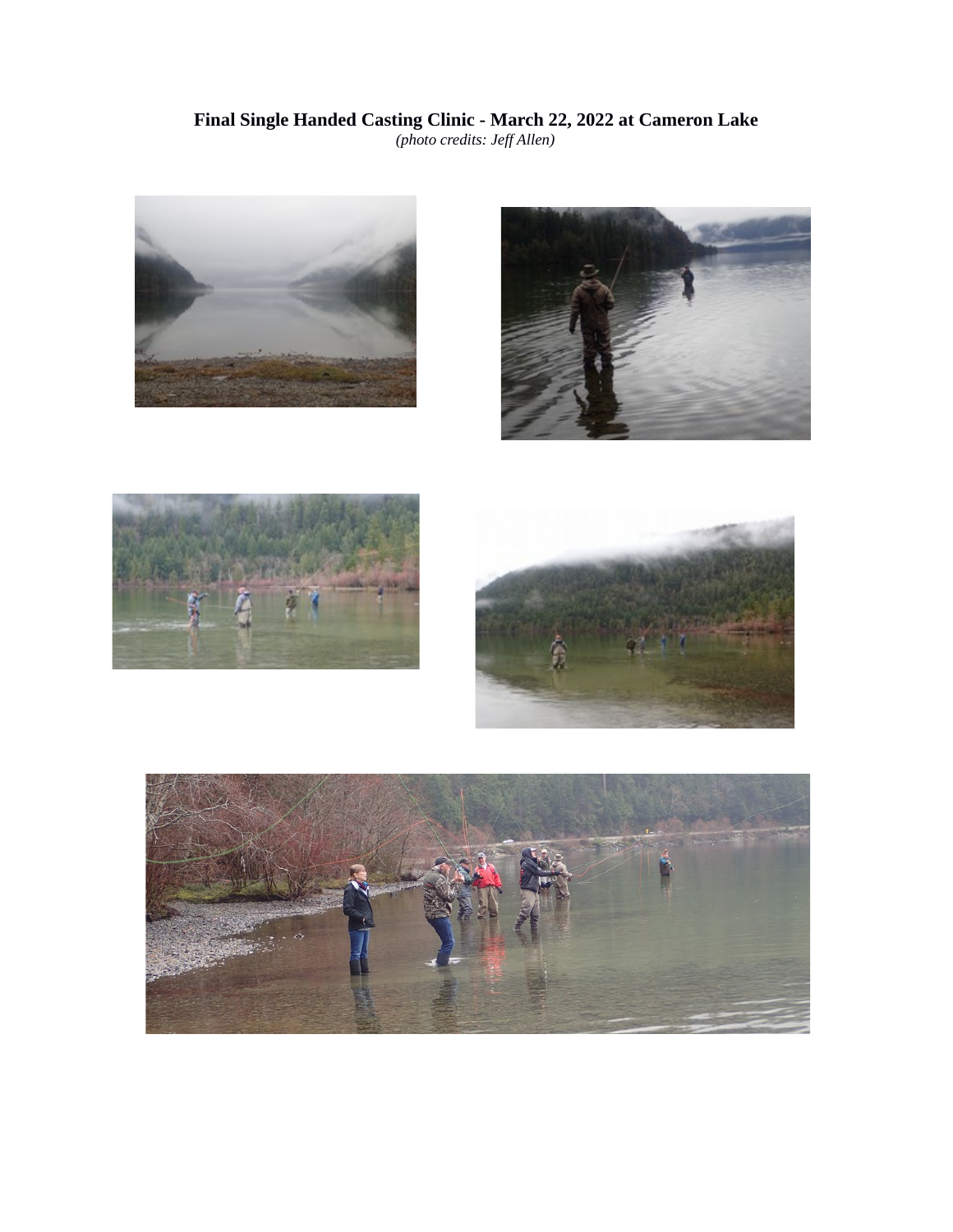**Final Single Handed Casting Clinic - March 22, 2022 at Cameron Lake**

*(photo credits: Jeff Allen)*